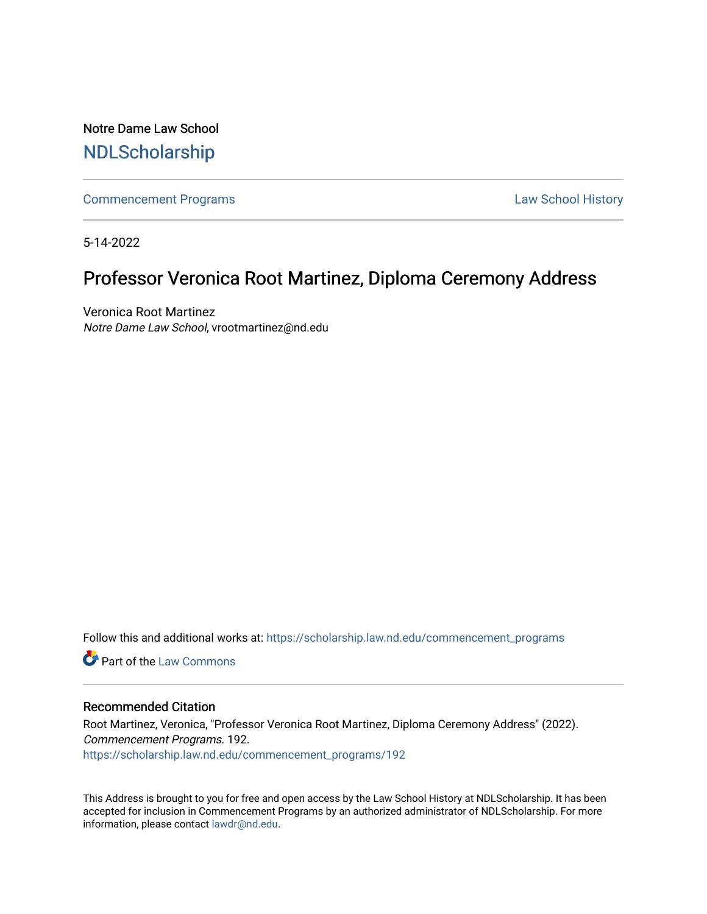Notre Dame Law School

# NDLScholarship

Commencement Programs | Law School History

5-14-2022

## Professor Veronica Root Martinez, Diploma Ceremony Address

Veronica Root Martinez
*Notre Dame Law School*, vrootmartinez@nd.edu

Follow this and additional works at: https://scholarship.law.nd.edu/commencement_programs

Part of the Law Commons

### Recommended Citation

Root Martinez, Veronica, "Professor Veronica Root Martinez, Diploma Ceremony Address" (2022). *Commencement Programs*. 192.
https://scholarship.law.nd.edu/commencement_programs/192

This Address is brought to you for free and open access by the Law School History at NDLScholarship. It has been accepted for inclusion in Commencement Programs by an authorized administrator of NDLScholarship. For more information, please contact lawdr@nd.edu.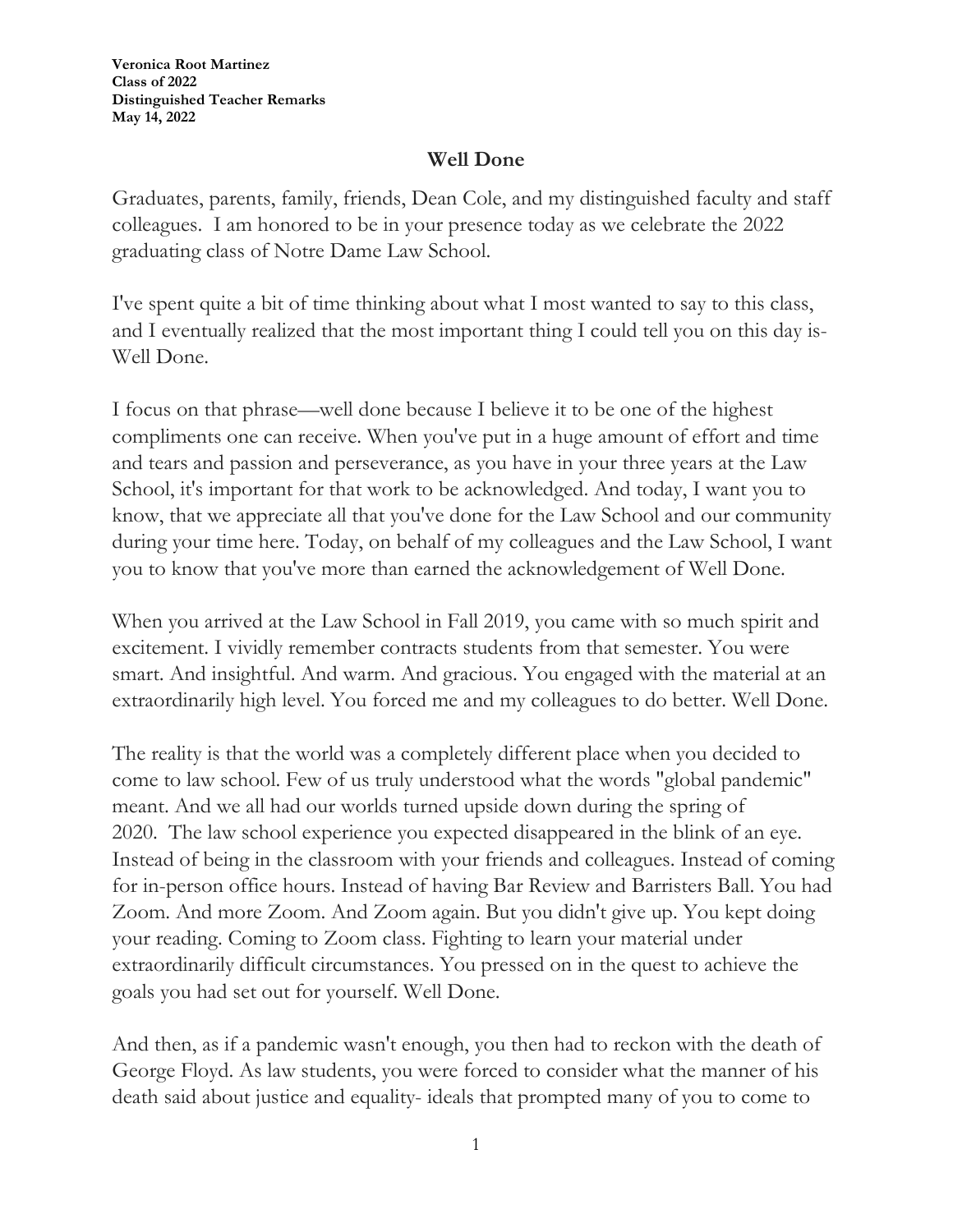**Veronica Root Martinez**
**Class of 2022**
**Distinguished Teacher Remarks**
**May 14, 2022**

# Well Done

Graduates, parents, family, friends, Dean Cole, and my distinguished faculty and staff colleagues. I am honored to be in your presence today as we celebrate the 2022 graduating class of Notre Dame Law School.

I've spent quite a bit of time thinking about what I most wanted to say to this class, and I eventually realized that the most important thing I could tell you on this day is- Well Done.

I focus on that phrase—well done because I believe it to be one of the highest compliments one can receive. When you've put in a huge amount of effort and time and tears and passion and perseverance, as you have in your three years at the Law School, it's important for that work to be acknowledged. And today, I want you to know, that we appreciate all that you've done for the Law School and our community during your time here. Today, on behalf of my colleagues and the Law School, I want you to know that you've more than earned the acknowledgement of Well Done.

When you arrived at the Law School in Fall 2019, you came with so much spirit and excitement. I vividly remember contracts students from that semester. You were smart. And insightful. And warm. And gracious. You engaged with the material at an extraordinarily high level. You forced me and my colleagues to do better. Well Done.

The reality is that the world was a completely different place when you decided to come to law school. Few of us truly understood what the words "global pandemic" meant. And we all had our worlds turned upside down during the spring of 2020. The law school experience you expected disappeared in the blink of an eye. Instead of being in the classroom with your friends and colleagues. Instead of coming for in-person office hours. Instead of having Bar Review and Barristers Ball. You had Zoom. And more Zoom. And Zoom again. But you didn't give up. You kept doing your reading. Coming to Zoom class. Fighting to learn your material under extraordinarily difficult circumstances. You pressed on in the quest to achieve the goals you had set out for yourself. Well Done.

And then, as if a pandemic wasn't enough, you then had to reckon with the death of George Floyd. As law students, you were forced to consider what the manner of his death said about justice and equality- ideals that prompted many of you to come to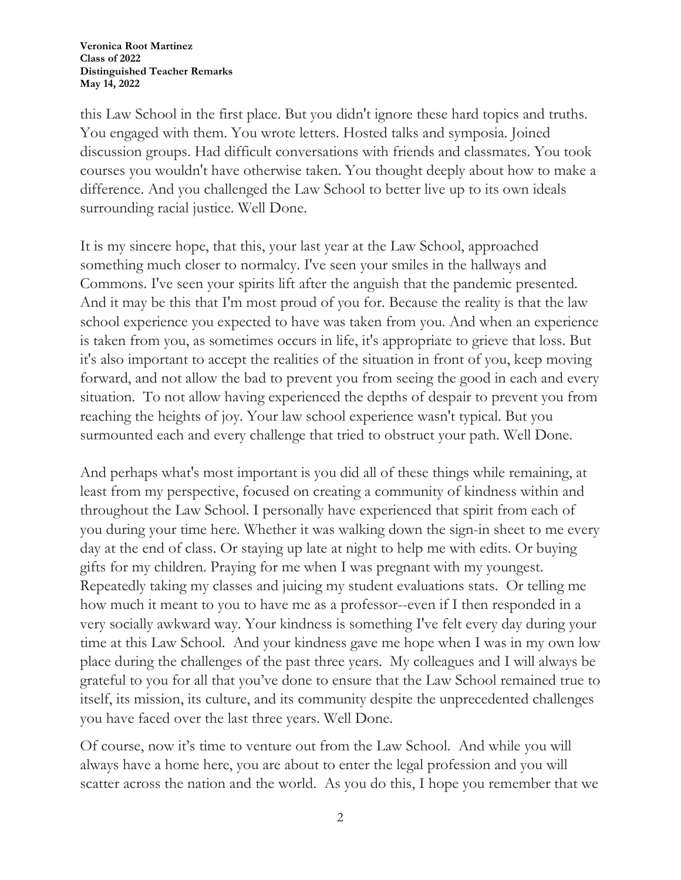this Law School in the first place. But you didn't ignore these hard topics and truths. You engaged with them. You wrote letters. Hosted talks and symposia. Joined discussion groups. Had difficult conversations with friends and classmates. You took courses you wouldn't have otherwise taken. You thought deeply about how to make a difference. And you challenged the Law School to better live up to its own ideals surrounding racial justice. Well Done.

It is my sincere hope, that this, your last year at the Law School, approached something much closer to normalcy. I've seen your smiles in the hallways and Commons. I've seen your spirits lift after the anguish that the pandemic presented. And it may be this that I'm most proud of you for. Because the reality is that the law school experience you expected to have was taken from you. And when an experience is taken from you, as sometimes occurs in life, it's appropriate to grieve that loss. But it's also important to accept the realities of the situation in front of you, keep moving forward, and not allow the bad to prevent you from seeing the good in each and every situation. To not allow having experienced the depths of despair to prevent you from reaching the heights of joy. Your law school experience wasn't typical. But you surmounted each and every challenge that tried to obstruct your path. Well Done.

And perhaps what's most important is you did all of these things while remaining, at least from my perspective, focused on creating a community of kindness within and throughout the Law School. I personally have experienced that spirit from each of you during your time here. Whether it was walking down the sign-in sheet to me every day at the end of class. Or staying up late at night to help me with edits. Or buying gifts for my children. Praying for me when I was pregnant with my youngest. Repeatedly taking my classes and juicing my student evaluations stats. Or telling me how much it meant to you to have me as a professor--even if I then responded in a very socially awkward way. Your kindness is something I've felt every day during your time at this Law School. And your kindness gave me hope when I was in my own low place during the challenges of the past three years. My colleagues and I will always be grateful to you for all that you've done to ensure that the Law School remained true to itself, its mission, its culture, and its community despite the unprecedented challenges you have faced over the last three years. Well Done.

Of course, now it's time to venture out from the Law School. And while you will always have a home here, you are about to enter the legal profession and you will scatter across the nation and the world. As you do this, I hope you remember that we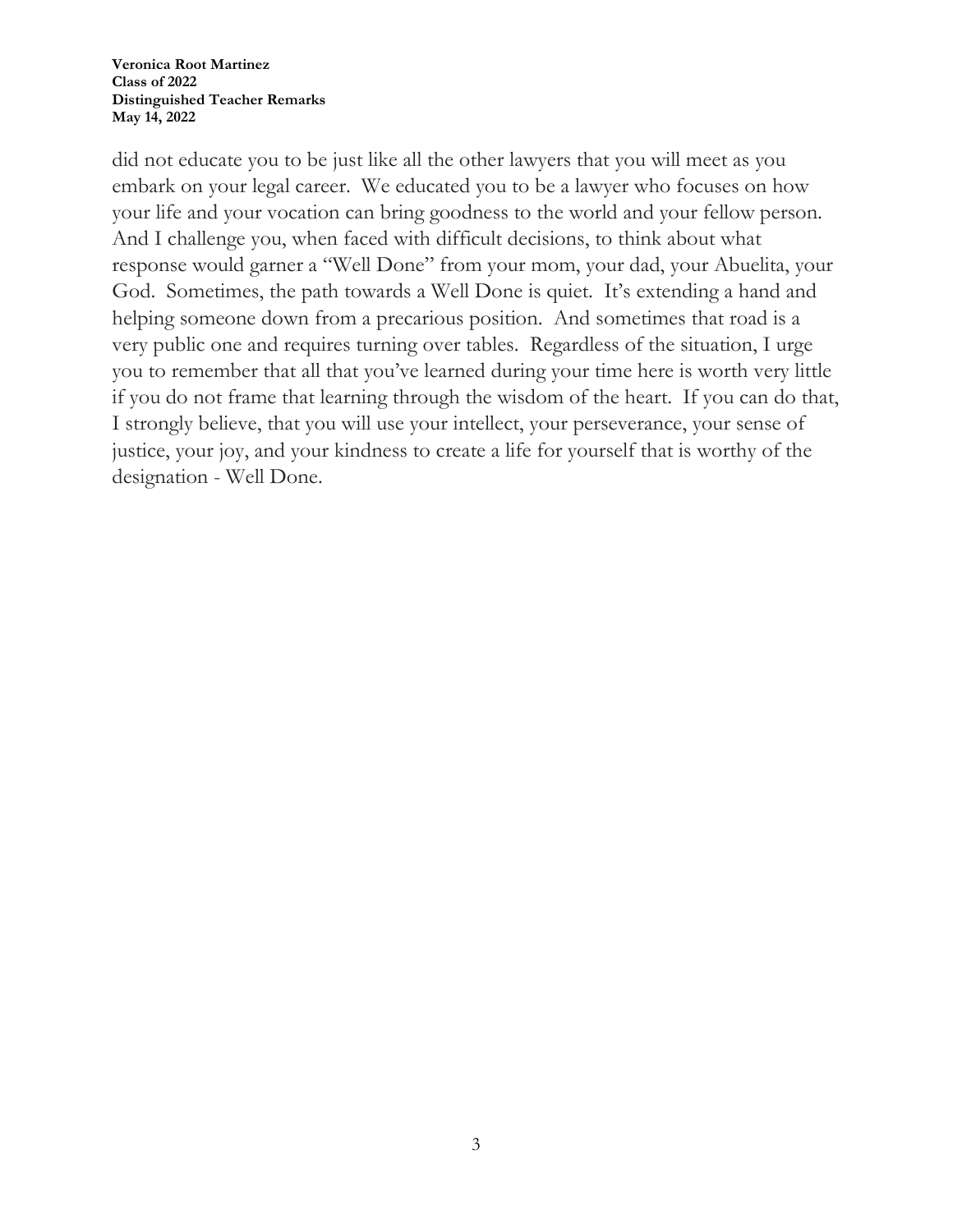did not educate you to be just like all the other lawyers that you will meet as you embark on your legal career. We educated you to be a lawyer who focuses on how your life and your vocation can bring goodness to the world and your fellow person. And I challenge you, when faced with difficult decisions, to think about what response would garner a "Well Done" from your mom, your dad, your Abuelita, your God. Sometimes, the path towards a Well Done is quiet. It's extending a hand and helping someone down from a precarious position. And sometimes that road is a very public one and requires turning over tables. Regardless of the situation, I urge you to remember that all that you've learned during your time here is worth very little if you do not frame that learning through the wisdom of the heart. If you can do that, I strongly believe, that you will use your intellect, your perseverance, your sense of justice, your joy, and your kindness to create a life for yourself that is worthy of the designation - Well Done.